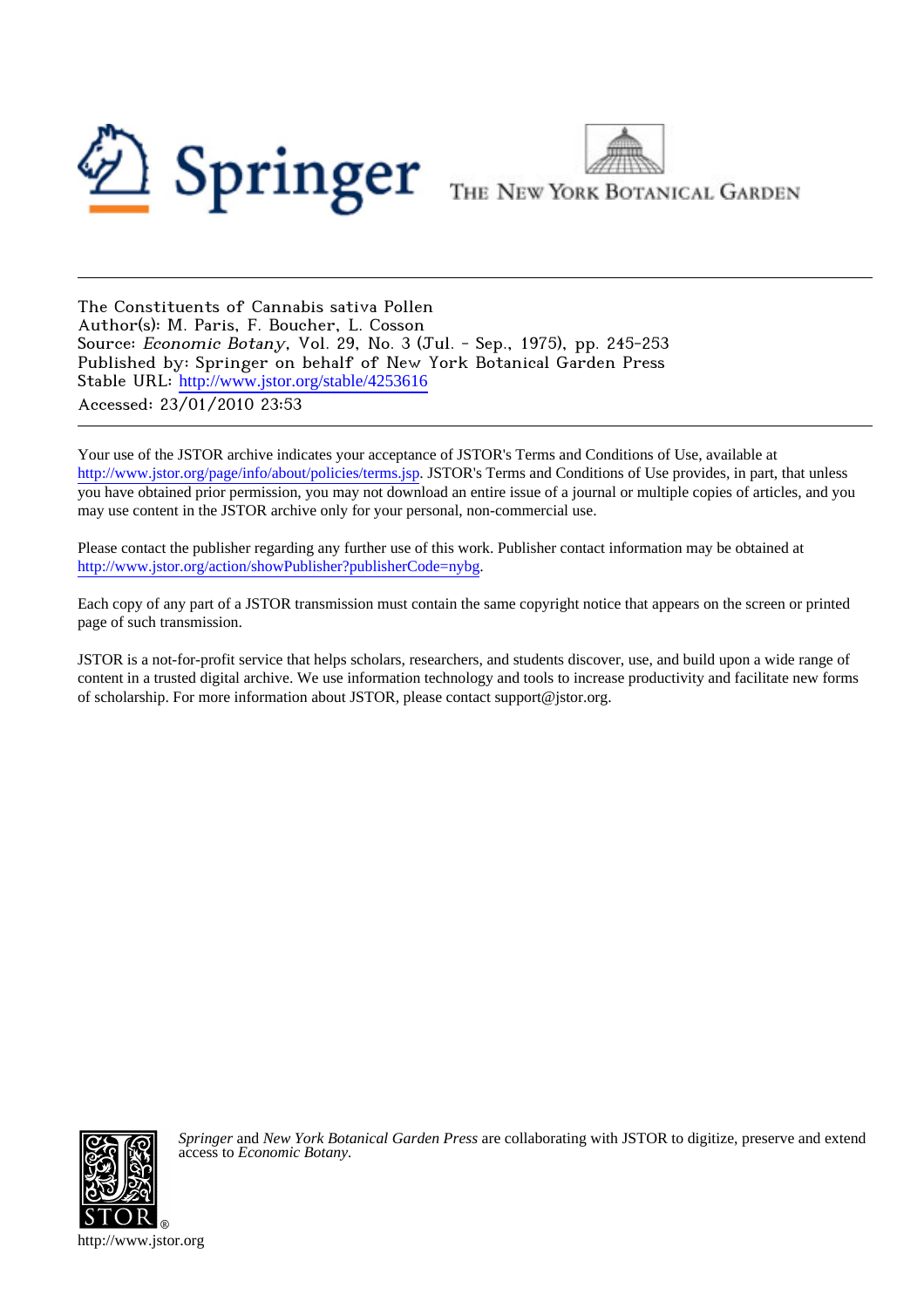The Constituents of Cannabis sativa Pollen
Author(s): M. Paris, F. Boucher, L. Cosson
Source: *Economic Botany*, Vol. 29, No. 3 (Jul. - Sep., 1975), pp. 245-253
Published by: Springer on behalf of New York Botanical Garden Press
Stable URL: http://www.jstor.org/stable/4253616
Accessed: 23/01/2010 23:53

---

Your use of the JSTOR archive indicates your acceptance of JSTOR's Terms and Conditions of Use, available at http://www.jstor.org/page/info/about/policies/terms.jsp. JSTOR's Terms and Conditions of Use provides, in part, that unless you have obtained prior permission, you may not download an entire issue of a journal or multiple copies of articles, and you may use content in the JSTOR archive only for your personal, non-commercial use.

Please contact the publisher regarding any further use of this work. Publisher contact information may be obtained at http://www.jstor.org/action/showPublisher?publisherCode=nybg.

Each copy of any part of a JSTOR transmission must contain the same copyright notice that appears on the screen or printed page of such transmission.

JSTOR is a not-for-profit service that helps scholars, researchers, and students discover, use, and build upon a wide range of content in a trusted digital archive. We use information technology and tools to increase productivity and facilitate new forms of scholarship. For more information about JSTOR, please contact support@jstor.org.

*Springer* and *New York Botanical Garden Press* are collaborating with JSTOR to digitize, preserve and extend access to *Economic Botany.*

http://www.jstor.org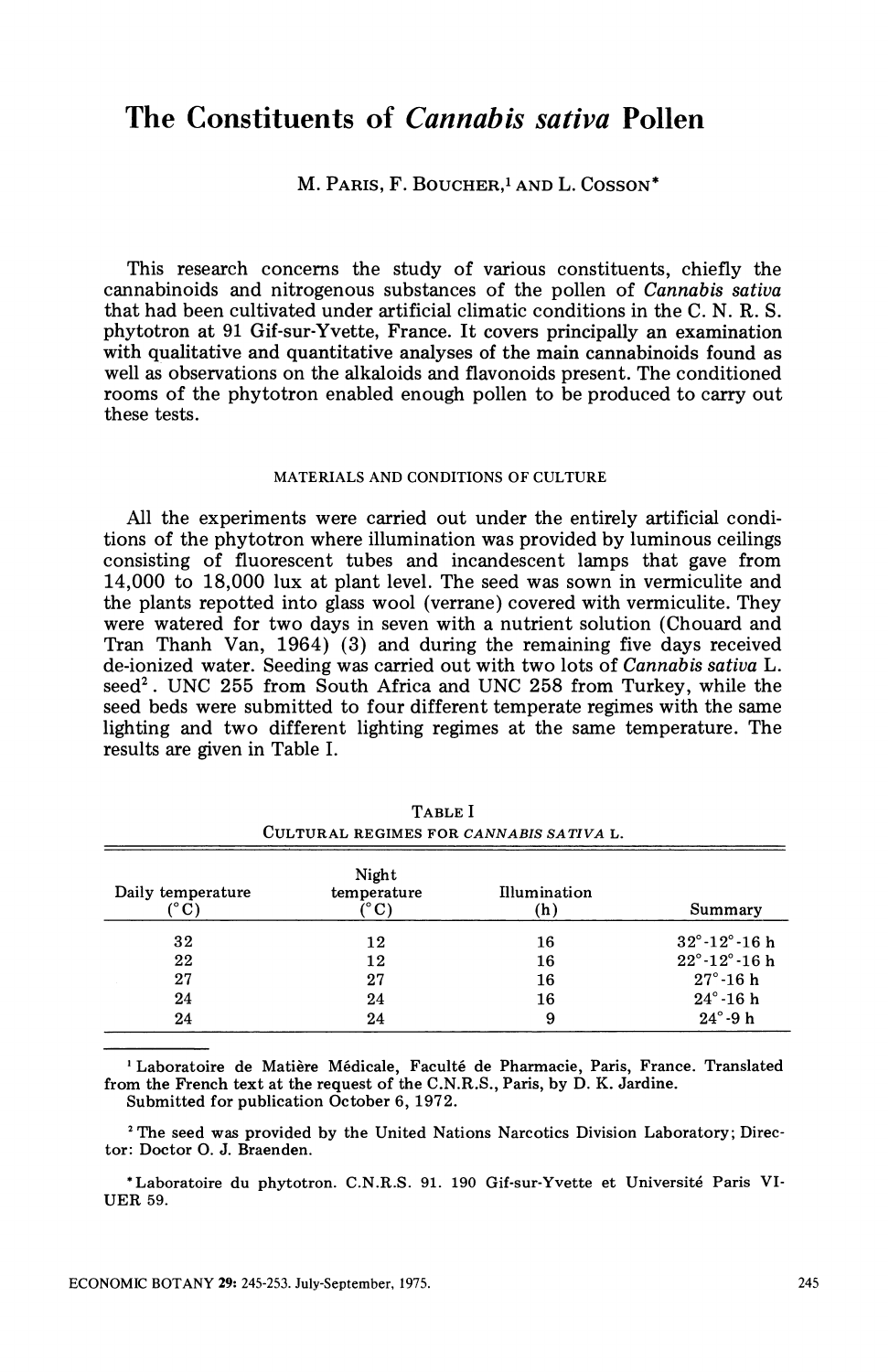# The Constituents of *Cannabis sativa* Pollen

M. PARIS, F. BOUCHER,[1] AND L. COSSON*

This research concerns the study of various constituents, chiefly the cannabinoids and nitrogenous substances of the pollen of *Cannabis sativa* that had been cultivated under artificial climatic conditions in the C. N. R. S. phytotron at 91 Gif-sur-Yvette, France. It covers principally an examination with qualitative and quantitative analyses of the main cannabinoids found as well as observations on the alkaloids and flavonoids present. The conditioned rooms of the phytotron enabled enough pollen to be produced to carry out these tests.

## MATERIALS AND CONDITIONS OF CULTURE

All the experiments were carried out under the entirely artificial conditions of the phytotron where illumination was provided by luminous ceilings consisting of fluorescent tubes and incandescent lamps that gave from 14,000 to 18,000 lux at plant level. The seed was sown in vermiculite and the plants repotted into glass wool (verrane) covered with vermiculite. They were watered for two days in seven with a nutrient solution (Chouard and Tran Thanh Van, 1964) (3) and during the remaining five days received de-ionized water. Seeding was carried out with two lots of *Cannabis sativa* L. seed[2]. UNC 255 from South Africa and UNC 258 from Turkey, while the seed beds were submitted to four different temperate regimes with the same lighting and two different lighting regimes at the same temperature. The results are given in Table I.

TABLE I
CULTURAL REGIMES FOR *CANNABIS SATIVA* L.

| Daily temperature (°C) | Night temperature (°C) | Illumination (h) | Summary |
|---|---|---|---|
| 32 | 12 | 16 | 32°-12°-16 h |
| 22 | 12 | 16 | 22°-12°-16 h |
| 27 | 27 | 16 | 27°-16 h |
| 24 | 24 | 16 | 24°-16 h |
| 24 | 24 | 9 | 24°-9 h |

[1] Laboratoire de Matière Médicale, Faculté de Pharmacie, Paris, France. Translated from the French text at the request of the C.N.R.S., Paris, by D. K. Jardine.
Submitted for publication October 6, 1972.

[2] The seed was provided by the United Nations Narcotics Division Laboratory; Director: Doctor O. J. Braenden.

*Laboratoire du phytotron. C.N.R.S. 91. 190 Gif-sur-Yvette et Université Paris VI-UER 59.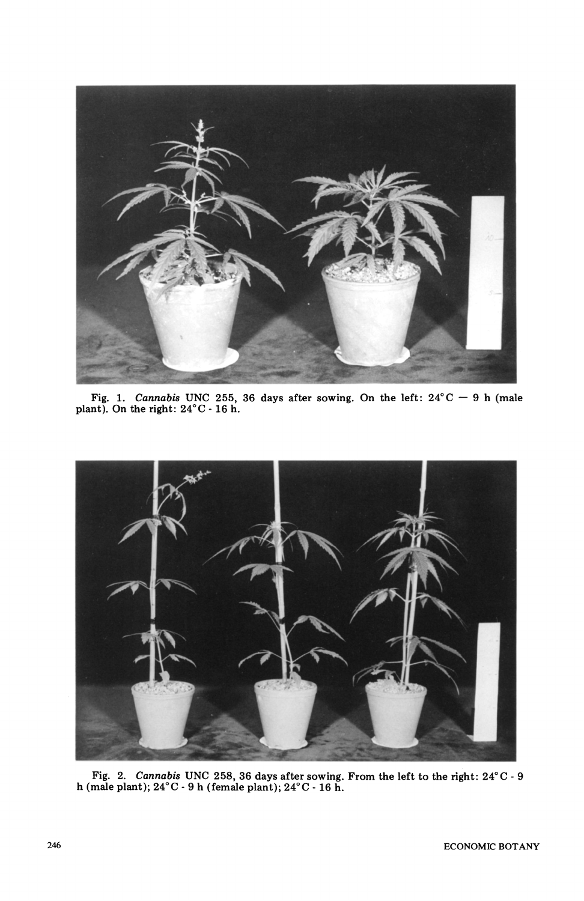Fig. 1. *Cannabis* UNC 255, 36 days after sowing. On the left: 24°C — 9 h (male plant). On the right: 24°C - 16 h.

Fig. 2. *Cannabis* UNC 258, 36 days after sowing. From the left to the right: 24°C - 9 h (male plant); 24°C - 9 h (female plant); 24°C - 16 h.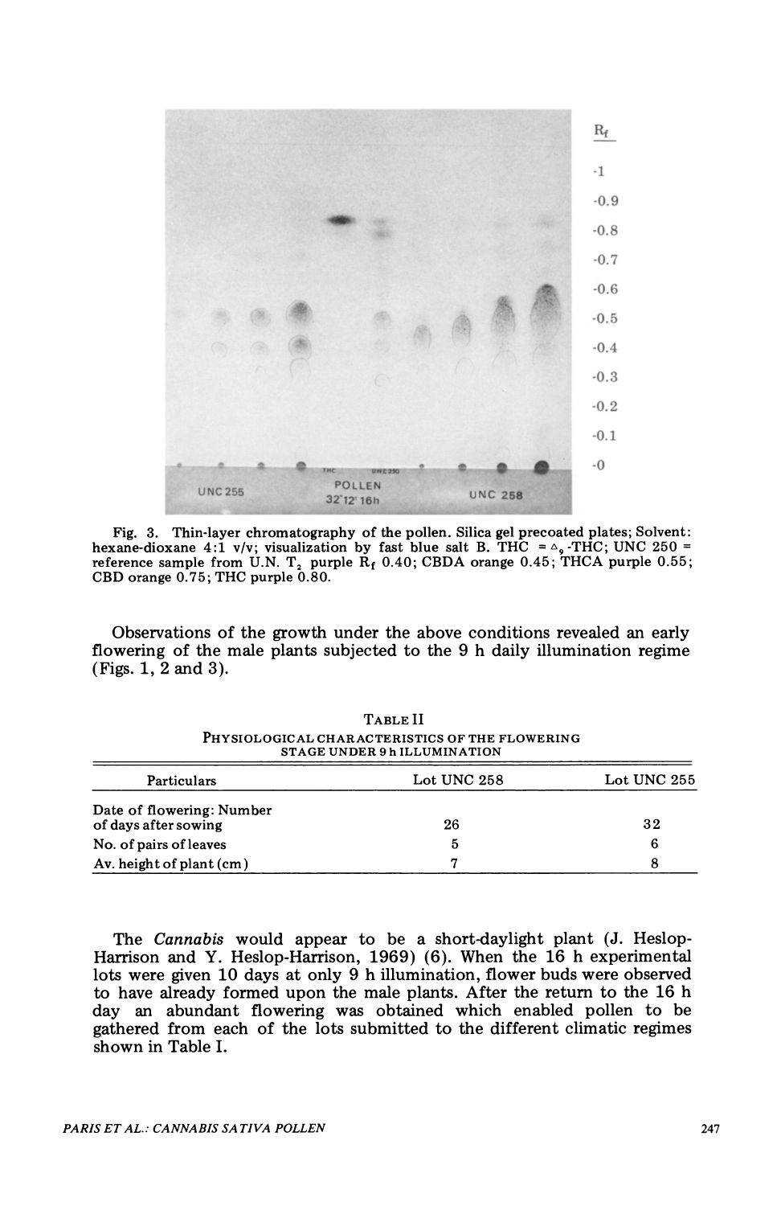Fig. 3. Thin-layer chromatography of the pollen. Silica gel precoated plates; Solvent: hexane-dioxane 4:1 v/v; visualization by fast blue salt B. THC = $\Delta_9$-THC; UNC 250 = reference sample from U.N. $T_2$ purple $R_f$ 0.40; CBDA orange 0.45; THCA purple 0.55; CBD orange 0.75; THC purple 0.80.

Observations of the growth under the above conditions revealed an early flowering of the male plants subjected to the 9 h daily illumination regime (Figs. 1, 2 and 3).

TABLE II
PHYSIOLOGICAL CHARACTERISTICS OF THE FLOWERING STAGE UNDER 9 h ILLUMINATION

| Particulars | Lot UNC 258 | Lot UNC 255 |
|---|---|---|
| Date of flowering: Number of days after sowing | 26 | 32 |
| No. of pairs of leaves | 5 | 6 |
| Av. height of plant (cm) | 7 | 8 |

The *Cannabis* would appear to be a short-daylight plant (J. Heslop-Harrison and Y. Heslop-Harrison, 1969) (6). When the 16 h experimental lots were given 10 days at only 9 h illumination, flower buds were observed to have already formed upon the male plants. After the return to the 16 h day an abundant flowering was obtained which enabled pollen to be gathered from each of the lots submitted to the different climatic regimes shown in Table I.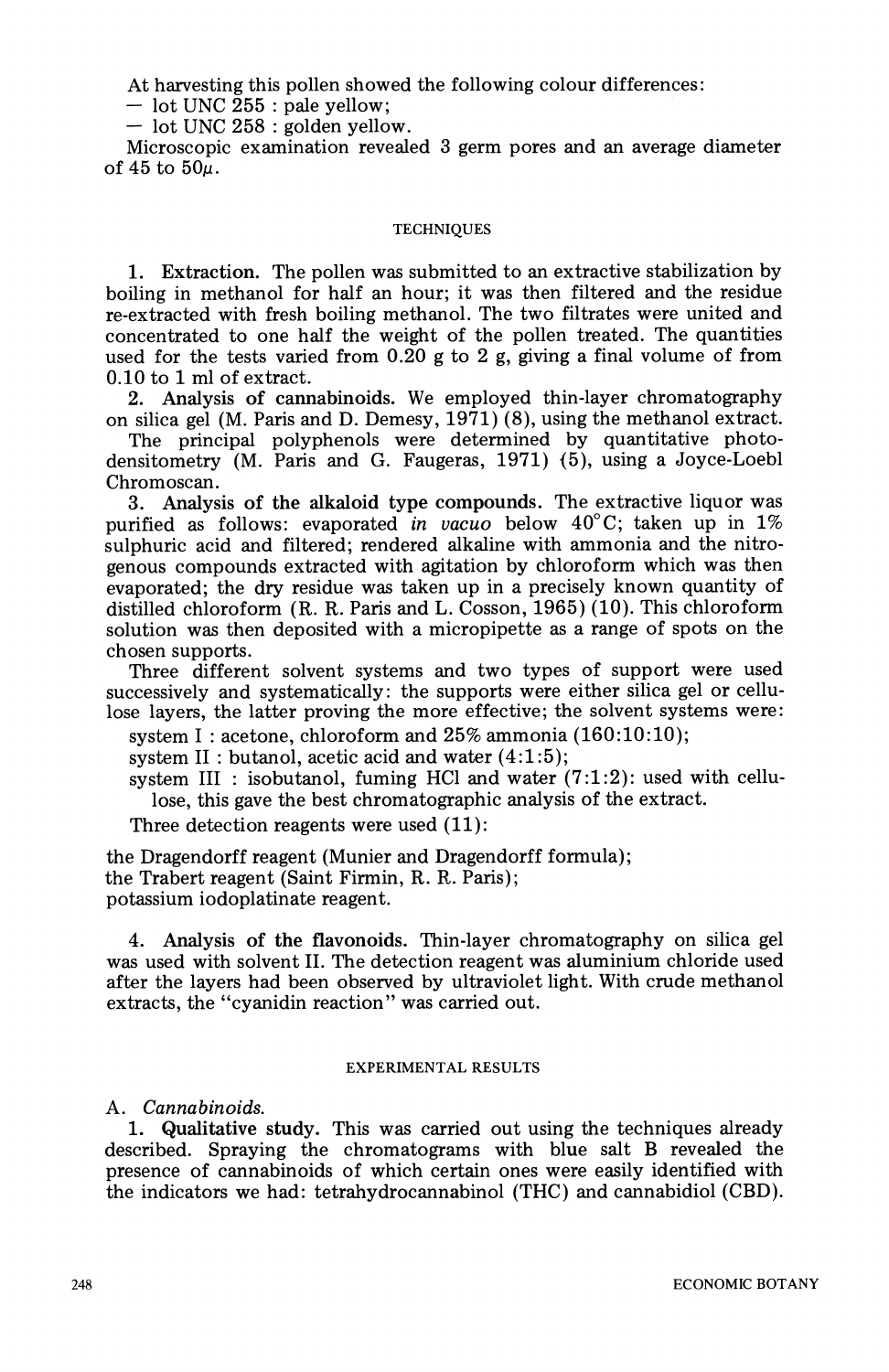At harvesting this pollen showed the following colour differences:

- lot UNC 255 : pale yellow;
- lot UNC 258 : golden yellow.

Microscopic examination revealed 3 germ pores and an average diameter of 45 to 50$\mu$.

## TECHNIQUES

1. **Extraction.** The pollen was submitted to an extractive stabilization by boiling in methanol for half an hour; it was then filtered and the residue re-extracted with fresh boiling methanol. The two filtrates were united and concentrated to one half the weight of the pollen treated. The quantities used for the tests varied from 0.20 g to 2 g, giving a final volume of from 0.10 to 1 ml of extract.

2. **Analysis of cannabinoids.** We employed thin-layer chromatography on silica gel (M. Paris and D. Demesy, 1971) (8), using the methanol extract.

The principal polyphenols were determined by quantitative photodensitometry (M. Paris and G. Faugeras, 1971) (5), using a Joyce-Loebl Chromoscan.

3. **Analysis of the alkaloid type compounds.** The extractive liquor was purified as follows: evaporated *in vacuo* below 40°C; taken up in 1% sulphuric acid and filtered; rendered alkaline with ammonia and the nitrogenous compounds extracted with agitation by chloroform which was then evaporated; the dry residue was taken up in a precisely known quantity of distilled chloroform (R. R. Paris and L. Cosson, 1965) (10). This chloroform solution was then deposited with a micropipette as a range of spots on the chosen supports.

Three different solvent systems and two types of support were used successively and systematically: the supports were either silica gel or cellulose layers, the latter proving the more effective; the solvent systems were:

system I : acetone, chloroform and 25% ammonia (160:10:10);

system II : butanol, acetic acid and water (4:1:5);

system III : isobutanol, fuming HCl and water (7:1:2): used with cellulose, this gave the best chromatographic analysis of the extract.

Three detection reagents were used (11):

the Dragendorff reagent (Munier and Dragendorff formula);
the Trabert reagent (Saint Firmin, R. R. Paris);
potassium iodoplatinate reagent.

4. **Analysis of the flavonoids.** Thin-layer chromatography on silica gel was used with solvent II. The detection reagent was aluminium chloride used after the layers had been observed by ultraviolet light. With crude methanol extracts, the "cyanidin reaction" was carried out.

## EXPERIMENTAL RESULTS

### A. *Cannabinoids.*

1. **Qualitative study.** This was carried out using the techniques already described. Spraying the chromatograms with blue salt B revealed the presence of cannabinoids of which certain ones were easily identified with the indicators we had: tetrahydrocannabinol (THC) and cannabidiol (CBD).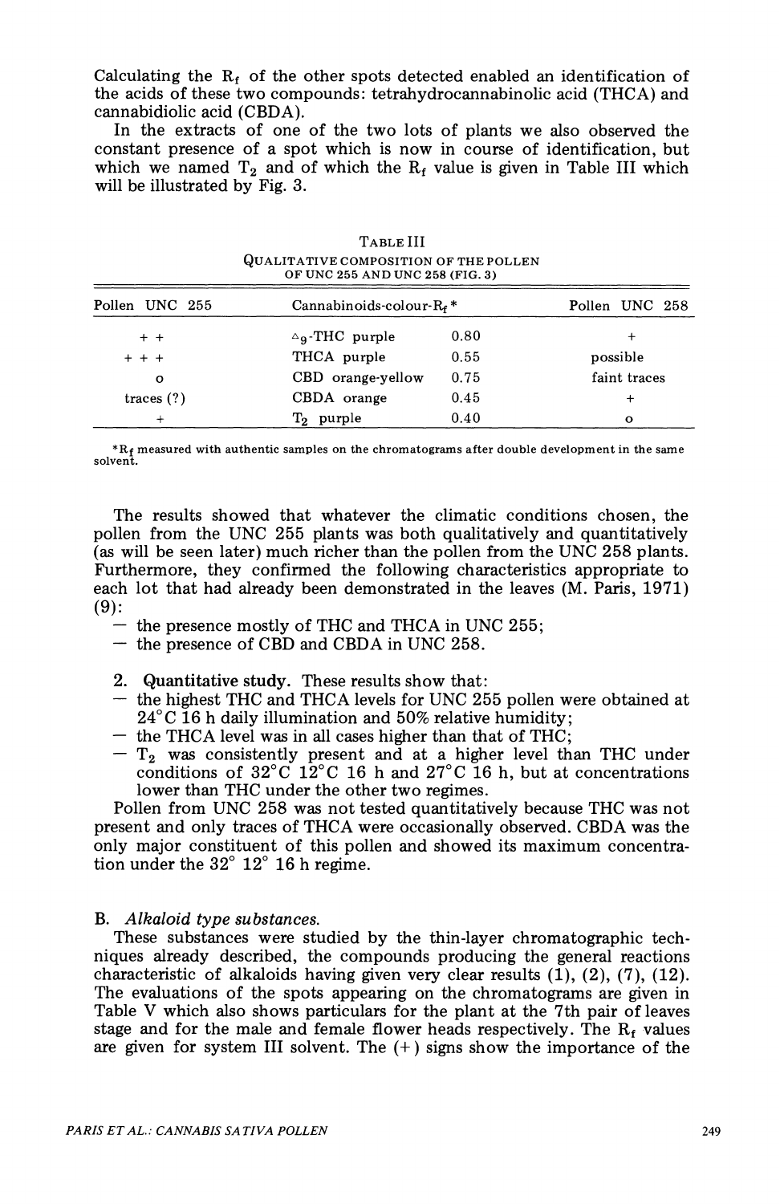Calculating the $R_f$ of the other spots detected enabled an identification of the acids of these two compounds: tetrahydrocannabinolic acid (THCA) and cannabidiolic acid (CBDA).

In the extracts of one of the two lots of plants we also observed the constant presence of a spot which is now in course of identification, but which we named $T_2$ and of which the $R_f$ value is given in Table III which will be illustrated by Fig. 3.

TABLE III

QUALITATIVE COMPOSITION OF THE POLLEN OF UNC 255 AND UNC 258 (FIG. 3)

| Pollen UNC 255 | Cannabinoids-colour-$R_f$* | | Pollen UNC 258 |
|---|---|---|---|
| + + | $\Delta_9$-THC purple | 0.80 | + |
| + + + | THCA purple | 0.55 | possible |
| o | CBD orange-yellow | 0.75 | faint traces |
| traces (?) | CBDA orange | 0.45 | + |
| + | $T_2$ purple | 0.40 | o |

*$R_f$ measured with authentic samples on the chromatograms after double development in the same solvent.

The results showed that whatever the climatic conditions chosen, the pollen from the UNC 255 plants was both qualitatively and quantitatively (as will be seen later) much richer than the pollen from the UNC 258 plants. Furthermore, they confirmed the following characteristics appropriate to each lot that had already been demonstrated in the leaves (M. Paris, 1971) (9):

- the presence mostly of THC and THCA in UNC 255;
- the presence of CBD and CBDA in UNC 258.

2. **Quantitative study.** These results show that:

- the highest THC and THCA levels for UNC 255 pollen were obtained at 24°C 16 h daily illumination and 50% relative humidity;
- the THCA level was in all cases higher than that of THC;
- $T_2$ was consistently present and at a higher level than THC under conditions of 32°C 12°C 16 h and 27°C 16 h, but at concentrations lower than THC under the other two regimes.

Pollen from UNC 258 was not tested quantitatively because THC was not present and only traces of THCA were occasionally observed. CBDA was the only major constituent of this pollen and showed its maximum concentration under the 32° 12° 16 h regime.

B. *Alkaloid type substances.*

These substances were studied by the thin-layer chromatographic techniques already described, the compounds producing the general reactions characteristic of alkaloids having given very clear results (1), (2), (7), (12). The evaluations of the spots appearing on the chromatograms are given in Table V which also shows particulars for the plant at the 7th pair of leaves stage and for the male and female flower heads respectively. The $R_f$ values are given for system III solvent. The (+) signs show the importance of the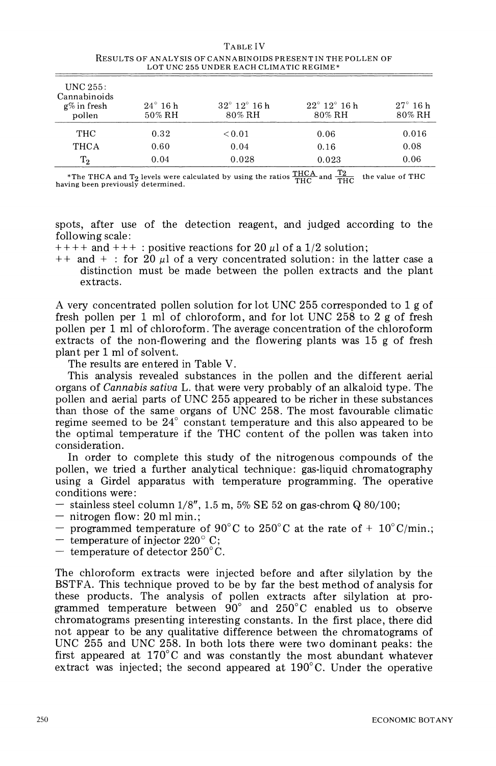TABLE IV
RESULTS OF ANALYSIS OF CANNABINOIDS PRESENT IN THE POLLEN OF LOT UNC 255 UNDER EACH CLIMATIC REGIME*

| UNC 255: Cannabinoids g% in fresh pollen | 24° 16 h 50% RH | 32° 12° 16 h 80% RH | 22° 12° 16 h 80% RH | 27° 16 h 80% RH |
|---|---|---|---|---|
| THC | 0.32 | <0.01 | 0.06 | 0.016 |
| THCA | 0.60 | 0.04 | 0.16 | 0.08 |
| $T_2$ | 0.04 | 0.028 | 0.023 | 0.06 |

*The THCA and $T_2$ levels were calculated by using the ratios $\frac{THCA}{THC}$ and $\frac{T2}{THC}$ the value of THC having been previously determined.

spots, after use of the detection reagent, and judged according to the following scale:

++++ and +++ : positive reactions for 20 μl of a 1/2 solution;

++ and + : for 20 μl of a very concentrated solution: in the latter case a distinction must be made between the pollen extracts and the plant extracts.

A very concentrated pollen solution for lot UNC 255 corresponded to 1 g of fresh pollen per 1 ml of chloroform, and for lot UNC 258 to 2 g of fresh pollen per 1 ml of chloroform. The average concentration of the chloroform extracts of the non-flowering and the flowering plants was 15 g of fresh plant per 1 ml of solvent.

The results are entered in Table V.

This analysis revealed substances in the pollen and the different aerial organs of *Cannabis sativa* L. that were very probably of an alkaloid type. The pollen and aerial parts of UNC 255 appeared to be richer in these substances than those of the same organs of UNC 258. The most favourable climatic regime seemed to be 24° constant temperature and this also appeared to be the optimal temperature if the THC content of the pollen was taken into consideration.

In order to complete this study of the nitrogenous compounds of the pollen, we tried a further analytical technique: gas-liquid chromatography using a Girdel apparatus with temperature programming. The operative conditions were:

- stainless steel column 1/8″, 1.5 m, 5% SE 52 on gas-chrom Q 80/100;
- nitrogen flow: 20 ml min.;
- programmed temperature of 90°C to 250°C at the rate of + 10°C/min.;
- temperature of injector 220° C;
- temperature of detector 250°C.

The chloroform extracts were injected before and after silylation by the BSTFA. This technique proved to be by far the best method of analysis for these products. The analysis of pollen extracts after silylation at programmed temperature between 90° and 250°C enabled us to observe chromatograms presenting interesting constants. In the first place, there did not appear to be any qualitative difference between the chromatograms of UNC 255 and UNC 258. In both lots there were two dominant peaks: the first appeared at 170°C and was constantly the most abundant whatever extract was injected; the second appeared at 190°C. Under the operative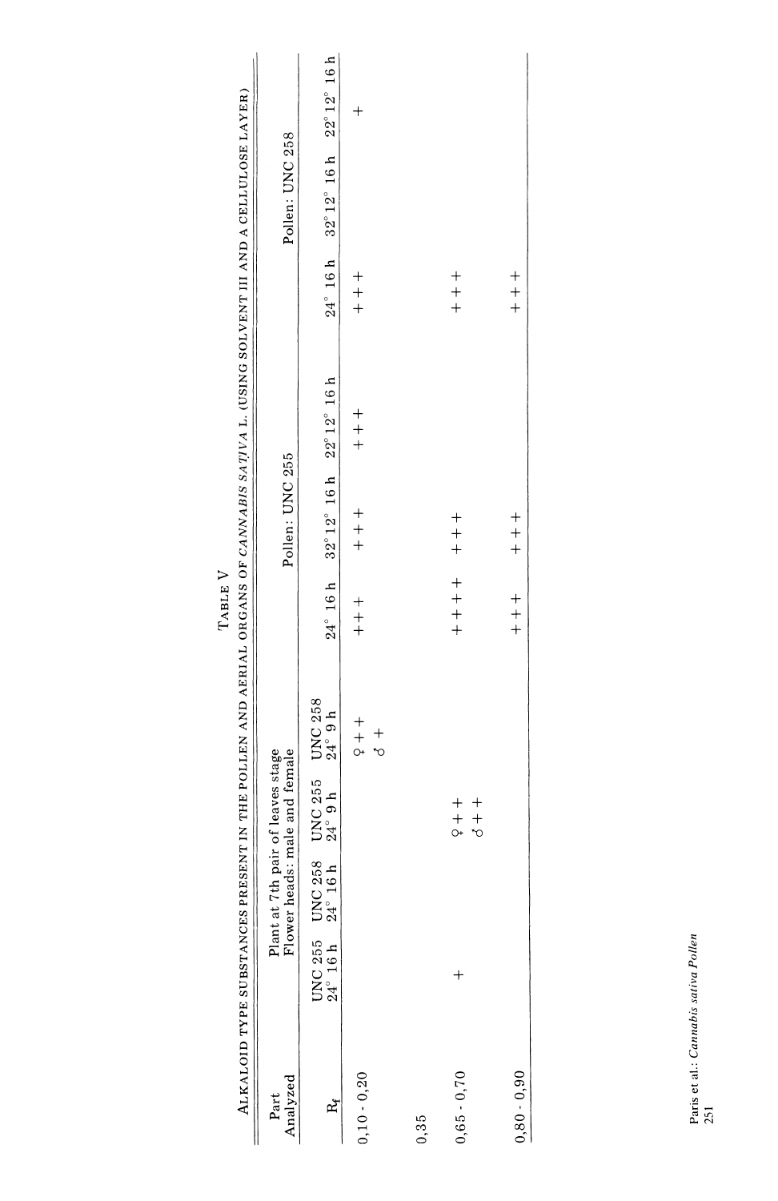TABLE V

ALKALOID TYPE SUBSTANCES PRESENT IN THE POLLEN AND AERIAL ORGANS OF *CANNABIS SATIVA* L. (USING SOLVENT III AND A CELLULOSE LAYER)

| Part Analyzed | Plant at 7th pair of leaves stage Flower heads: male and female | | | | Pollen: UNC 255 | | | Pollen: UNC 258 | | |
|---|---|---|---|---|---|---|---|---|---|---|
| $R_f$ | UNC 255 24° 16 h | UNC 258 24° 16 h | UNC 255 24° 9 h | UNC 258 24° 9 h | 24° 16 h | 32° 12° 16 h | 22° 12° 16 h | 24° 16 h | 32° 12° 16 h | 22° 12° 16 h |
| 0,10 - 0,20 | | | | ♀ ++ ♂ + | ++ | +++ | | +++ | | + |
| 0,35 | | | | | | | +++ | | | |
| 0,65 - 0,70 | + | | ♀ ++ ♂ ++ | | ++++ | +++ | | +++ | | |
| 0,80 - 0,90 | | | | | ++ | +++ | | +++ | | |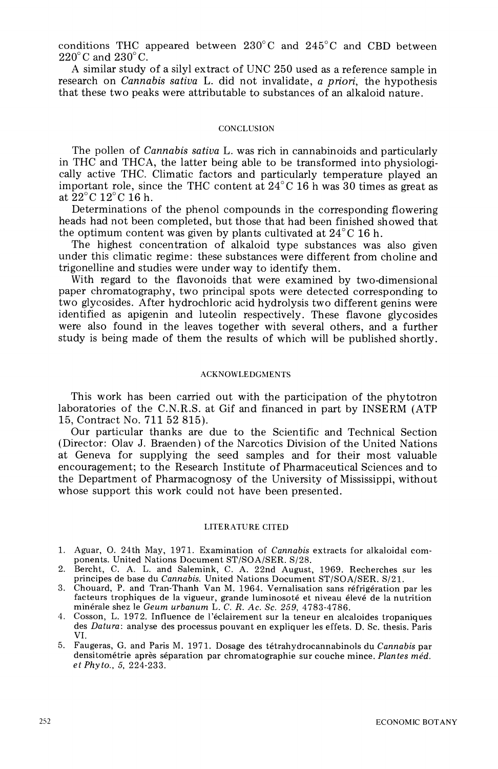conditions THC appeared between 230°C and 245°C and CBD between 220°C and 230°C.

A similar study of a silyl extract of UNC 250 used as a reference sample in research on *Cannabis sativa* L. did not invalidate, *a priori*, the hypothesis that these two peaks were attributable to substances of an alkaloid nature.

## CONCLUSION

The pollen of *Cannabis sativa* L. was rich in cannabinoids and particularly in THC and THCA, the latter being able to be transformed into physiologically active THC. Climatic factors and particularly temperature played an important role, since the THC content at 24°C 16 h was 30 times as great as at 22°C 12°C 16 h.

Determinations of the phenol compounds in the corresponding flowering heads had not been completed, but those that had been finished showed that the optimum content was given by plants cultivated at 24°C 16 h.

The highest concentration of alkaloid type substances was also given under this climatic regime: these substances were different from choline and trigonelline and studies were under way to identify them.

With regard to the flavonoids that were examined by two-dimensional paper chromatography, two principal spots were detected corresponding to two glycosides. After hydrochloric acid hydrolysis two different genins were identified as apigenin and luteolin respectively. These flavone glycosides were also found in the leaves together with several others, and a further study is being made of them the results of which will be published shortly.

## ACKNOWLEDGMENTS

This work has been carried out with the participation of the phytotron laboratories of the C.N.R.S. at Gif and financed in part by INSERM (ATP 15, Contract No. 711 52 815).

Our particular thanks are due to the Scientific and Technical Section (Director: Olav J. Braenden) of the Narcotics Division of the United Nations at Geneva for supplying the seed samples and for their most valuable encouragement; to the Research Institute of Pharmaceutical Sciences and to the Department of Pharmacognosy of the University of Mississippi, without whose support this work could not have been presented.

## LITERATURE CITED

1. Aguar, O. 24th May, 1971. Examination of *Cannabis* extracts for alkaloidal components. United Nations Document ST/SOA/SER. S/28.
2. Bercht, C. A. L. and Salemink, C. A. 22nd August, 1969. Recherches sur les principes de base du *Cannabis*. United Nations Document ST/SOA/SER. S/21.
3. Chouard, P. and Tran-Thanh Van M. 1964. Vernalisation sans réfrigération par les facteurs trophiques de la vigueur, grande luminosoté et niveau élevé de la nutrition minérale shez le *Geum urbanum* L. *C. R. Ac. Sc. 259*, 4783-4786.
4. Cosson, L. 1972. Influence de l'éclairement sur la teneur en alcaloides tropaniques des *Datura*: analyse des processus pouvant en expliquer les effets. D. Sc. thesis. Paris VI.
5. Faugeras, G. and Paris M. 1971. Dosage des tétrahydrocannabinols du *Cannabis* par densitométrie après séparation par chromatographie sur couche mince. *Plantes méd. et Phyto., 5*, 224-233.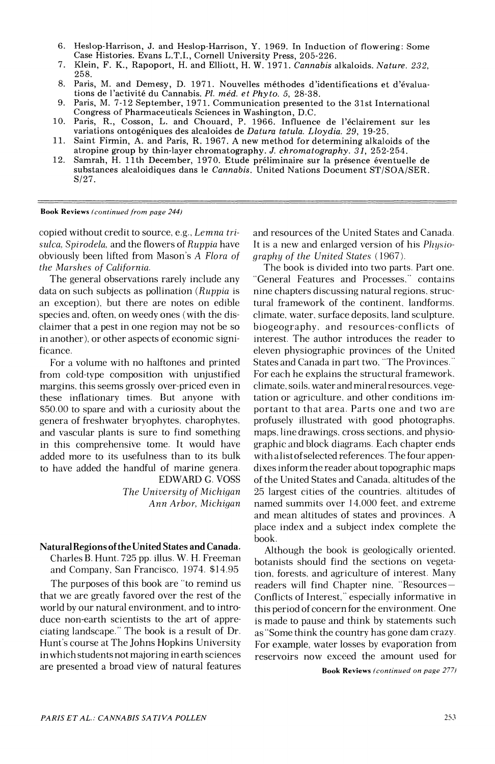6. Heslop-Harrison, J. and Heslop-Harrison, Y. 1969. In Induction of flowering: Some Case Histories. Evans L.T.I., Cornell University Press, 205-226.
7. Klein, F. K., Rapoport, H. and Elliott, H. W. 1971. *Cannabis* alkaloids. *Nature. 232*, 258.
8. Paris, M. and Demesy, D. 1971. Nouvelles méthodes d'identifications et d'évaluations de l'activité du Cannabis. *Pl. méd. et Phyto. 5*, 28-38.
9. Paris, M. 7-12 September, 1971. Communication presented to the 31st International Congress of Pharmaceuticals Sciences in Washington, D.C.
10. Paris, R., Cosson, L. and Chouard, P. 1966. Influence de l'éclairement sur les variations ontogéniques des alcaloides de *Datura tatula*. *Lloydia. 29*, 19-25.
11. Saint Firmin, A. and Paris, R. 1967. A new method for determining alkaloids of the atropine group by thin-layer chromatography. *J. chromatography. 31*, 252-254.
12. Samrah, H. 11th December, 1970. Etude préliminaire sur la présence éventuelle de substances alcaloidiques dans le *Cannabis*. United Nations Document ST/SOA/SER. S/27.

---

**Book Reviews** *(continued from page 244)*

copied without credit to source, e.g., *Lemna trisulca, Spirodela*, and the flowers of *Ruppia* have obviously been lifted from Mason's *A Flora of the Marshes of California*.

The general observations rarely include any data on such subjects as pollination (*Ruppia* is an exception), but there are notes on edible species and, often, on weedy ones (with the disclaimer that a pest in one region may not be so in another), or other aspects of economic significance.

For a volume with no halftones and printed from cold-type composition with unjustified margins, this seems grossly over-priced even in these inflationary times. But anyone with $50.00 to spare and with a curiosity about the genera of freshwater bryophytes, charophytes, and vascular plants is sure to find something in this comprehensive tome. It would have added more to its usefulness than to its bulk to have added the handful of marine genera.

EDWARD G. VOSS
*The University of Michigan*
*Ann Arbor, Michigan*

**Natural Regions of the United States and Canada.** Charles B. Hunt. 725 pp. illus. W. H. Freeman and Company, San Francisco, 1974. $14.95

The purposes of this book are "to remind us that we are greatly favored over the rest of the world by our natural environment, and to introduce non-earth scientists to the art of appreciating landscape." The book is a result of Dr. Hunt's course at The Johns Hopkins University in which students not majoring in earth sciences are presented a broad view of natural features and resources of the United States and Canada. It is a new and enlarged version of his *Physiography of the United States* (1967).

The book is divided into two parts. Part one, "General Features and Processes," contains nine chapters discussing natural regions, structural framework of the continent, landforms, climate, water, surface deposits, land sculpture, biogeography, and resources-conflicts of interest. The author introduces the reader to eleven physiographic provinces of the United States and Canada in part two, "The Provinces." For each he explains the structural framework, climate, soils, water and mineral resources, vegetation or agriculture, and other conditions important to that area. Parts one and two are profusely illustrated with good photographs, maps, line drawings, cross sections, and physiographic and block diagrams. Each chapter ends with a list of selected references. The four appendixes inform the reader about topographic maps of the United States and Canada, altitudes of the 25 largest cities of the countries, altitudes of named summits over 14,000 feet, and extreme and mean altitudes of states and provinces. A place index and a subject index complete the book.

Although the book is geologically oriented, botanists should find the sections on vegetation, forests, and agriculture of interest. Many readers will find Chapter nine, "Resources—Conflicts of Interest," especially informative in this period of concern for the environment. One is made to pause and think by statements such as "Some think the country has gone dam crazy. For example, water losses by evaporation from reservoirs now exceed the amount used for

**Book Reviews** *(continued on page 277)*